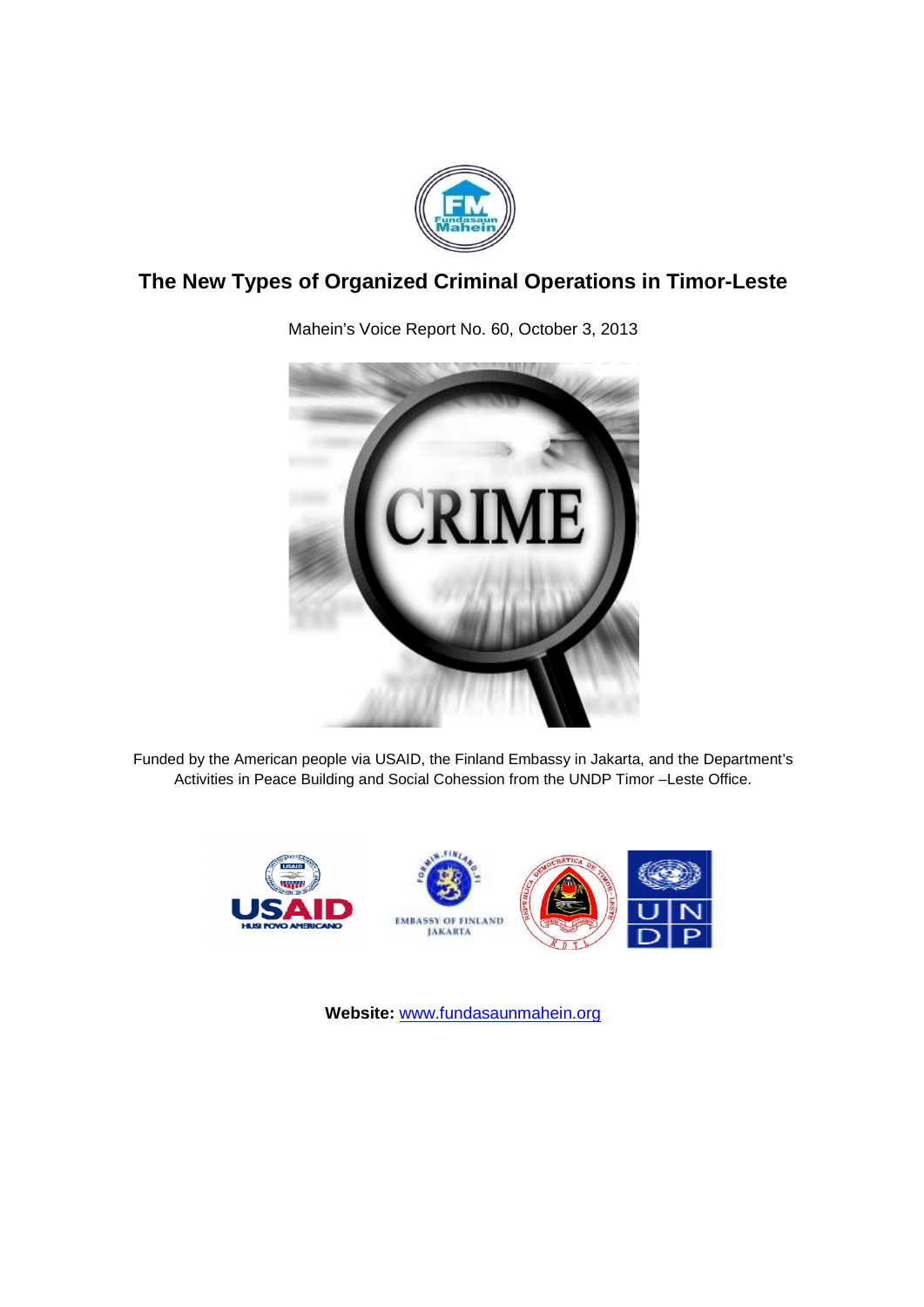# The New Types of Organized Criminal Operations in Timor-Leste

Mahein's Voice Report No. 60, October 3, 2013

Funded by the American people via USAID, the Finland Embassy in Jakarta, and the Department's Activities in Peace Building and Social Cohession from the UNDP Timor –Leste Office.

**Website:** www.fundasaunmahein.org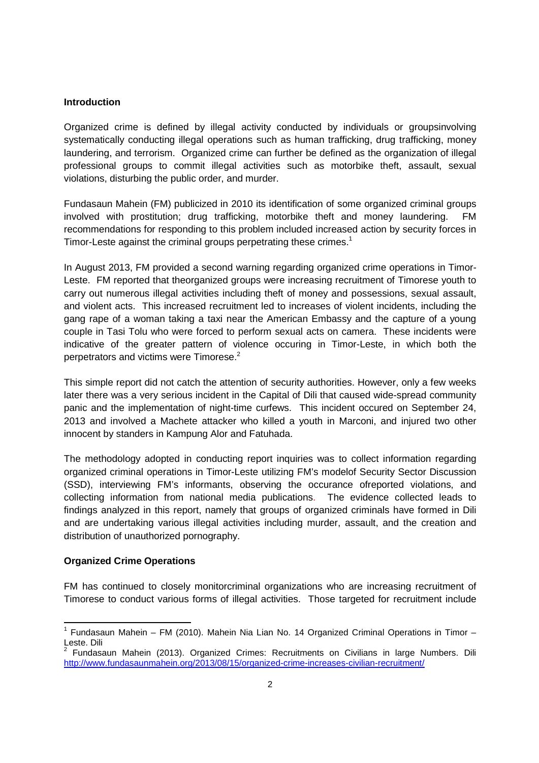**Introduction**

Organized crime is defined by illegal activity conducted by individuals or groupsinvolving systematically conducting illegal operations such as human trafficking, drug trafficking, money laundering, and terrorism. Organized crime can further be defined as the organization of illegal professional groups to commit illegal activities such as motorbike theft, assault, sexual violations, disturbing the public order, and murder.

Fundasaun Mahein (FM) publicized in 2010 its identification of some organized criminal groups involved with prostitution; drug trafficking, motorbike theft and money laundering. FM recommendations for responding to this problem included increased action by security forces in Timor-Leste against the criminal groups perpetrating these crimes.[1]

In August 2013, FM provided a second warning regarding organized crime operations in Timor-Leste. FM reported that theorganized groups were increasing recruitment of Timorese youth to carry out numerous illegal activities including theft of money and possessions, sexual assault, and violent acts. This increased recruitment led to increases of violent incidents, including the gang rape of a woman taking a taxi near the American Embassy and the capture of a young couple in Tasi Tolu who were forced to perform sexual acts on camera. These incidents were indicative of the greater pattern of violence occuring in Timor-Leste, in which both the perpetrators and victims were Timorese.[2]

This simple report did not catch the attention of security authorities. However, only a few weeks later there was a very serious incident in the Capital of Dili that caused wide-spread community panic and the implementation of night-time curfews. This incident occured on September 24, 2013 and involved a Machete attacker who killed a youth in Marconi, and injured two other innocent by standers in Kampung Alor and Fatuhada.

The methodology adopted in conducting report inquiries was to collect information regarding organized criminal operations in Timor-Leste utilizing FM's modelof Security Sector Discussion (SSD), interviewing FM's informants, observing the occurance ofreported violations, and collecting information from national media publications. The evidence collected leads to findings analyzed in this report, namely that groups of organized criminals have formed in Dili and are undertaking various illegal activities including murder, assault, and the creation and distribution of unauthorized pornography.

**Organized Crime Operations**

FM has continued to closely monitorcriminal organizations who are increasing recruitment of Timorese to conduct various forms of illegal activities. Those targeted for recruitment include

---

[1] Fundasaun Mahein – FM (2010). Mahein Nia Lian No. 14 Organized Criminal Operations in Timor – Leste. Dili

[2] Fundasaun Mahein (2013). Organized Crimes: Recruitments on Civilians in large Numbers. Dili http://www.fundasaunmahein.org/2013/08/15/organized-crime-increases-civilian-recruitment/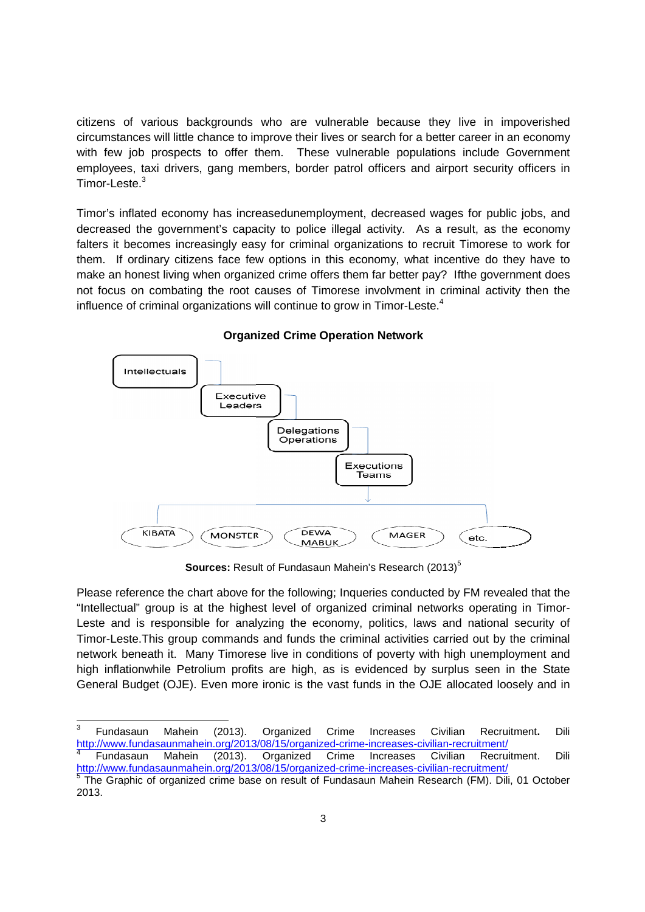citizens of various backgrounds who are vulnerable because they live in impoverished circumstances will little chance to improve their lives or search for a better career in an economy with few job prospects to offer them. These vulnerable populations include Government employees, taxi drivers, gang members, border patrol officers and airport security officers in Timor-Leste.[3]

Timor's inflated economy has increasedunemployment, decreased wages for public jobs, and decreased the government's capacity to police illegal activity. As a result, as the economy falters it becomes increasingly easy for criminal organizations to recruit Timorese to work for them. If ordinary citizens face few options in this economy, what incentive do they have to make an honest living when organized crime offers them far better pay? Ifthe government does not focus on combating the root causes of Timorese involvment in criminal activity then the influence of criminal organizations will continue to grow in Timor-Leste.[4]

**Organized Crime Operation Network**

Intellectuals → Executive Leaders → Delegations Operations → Executions Teams

KIBATA | MONSTER | DEWA MABUK | MAGER | etc.

**Sources:** Result of Fundasaun Mahein's Research (2013)[5]

Please reference the chart above for the following; Inqueries conducted by FM revealed that the "Intellectual" group is at the highest level of organized criminal networks operating in Timor-Leste and is responsible for analyzing the economy, politics, laws and national security of Timor-Leste.This group commands and funds the criminal activities carried out by the criminal network beneath it. Many Timorese live in conditions of poverty with high unemployment and high inflationwhile Petrolium profits are high, as is evidenced by surplus seen in the State General Budget (OJE). Even more ironic is the vast funds in the OJE allocated loosely and in

---

[3] Fundasaun Mahein (2013). Organized Crime Increases Civilian Recruitment**.** Dili http://www.fundasaunmahein.org/2013/08/15/organized-crime-increases-civilian-recruitment/

[4] Fundasaun Mahein (2013). Organized Crime Increases Civilian Recruitment. Dili http://www.fundasaunmahein.org/2013/08/15/organized-crime-increases-civilian-recruitment/

[5] The Graphic of organized crime base on result of Fundasaun Mahein Research (FM). Dili, 01 October 2013.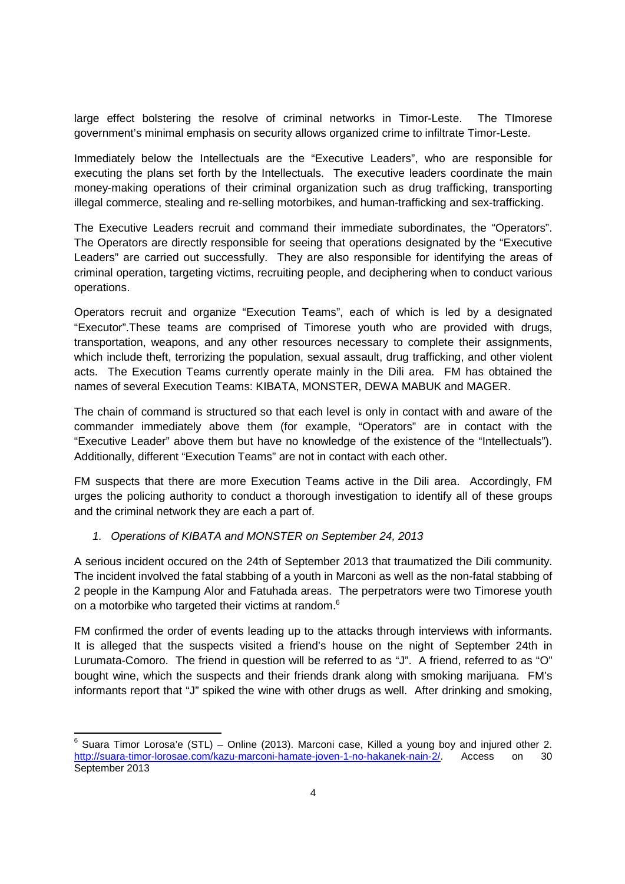large effect bolstering the resolve of criminal networks in Timor-Leste. The TImorese government's minimal emphasis on security allows organized crime to infiltrate Timor-Leste.

Immediately below the Intellectuals are the "Executive Leaders", who are responsible for executing the plans set forth by the Intellectuals. The executive leaders coordinate the main money-making operations of their criminal organization such as drug trafficking, transporting illegal commerce, stealing and re-selling motorbikes, and human-trafficking and sex-trafficking.

The Executive Leaders recruit and command their immediate subordinates, the "Operators". The Operators are directly responsible for seeing that operations designated by the "Executive Leaders" are carried out successfully. They are also responsible for identifying the areas of criminal operation, targeting victims, recruiting people, and deciphering when to conduct various operations.

Operators recruit and organize "Execution Teams", each of which is led by a designated "Executor".These teams are comprised of Timorese youth who are provided with drugs, transportation, weapons, and any other resources necessary to complete their assignments, which include theft, terrorizing the population, sexual assault, drug trafficking, and other violent acts. The Execution Teams currently operate mainly in the Dili area. FM has obtained the names of several Execution Teams: KIBATA, MONSTER, DEWA MABUK and MAGER.

The chain of command is structured so that each level is only in contact with and aware of the commander immediately above them (for example, "Operators" are in contact with the "Executive Leader" above them but have no knowledge of the existence of the "Intellectuals"). Additionally, different "Execution Teams" are not in contact with each other.

FM suspects that there are more Execution Teams active in the Dili area. Accordingly, FM urges the policing authority to conduct a thorough investigation to identify all of these groups and the criminal network they are each a part of.

1. *Operations of KIBATA and MONSTER on September 24, 2013*

A serious incident occured on the 24th of September 2013 that traumatized the Dili community. The incident involved the fatal stabbing of a youth in Marconi as well as the non-fatal stabbing of 2 people in the Kampung Alor and Fatuhada areas. The perpetrators were two Timorese youth on a motorbike who targeted their victims at random.[6]

FM confirmed the order of events leading up to the attacks through interviews with informants. It is alleged that the suspects visited a friend's house on the night of September 24th in Lurumata-Comoro. The friend in question will be referred to as "J". A friend, referred to as "O" bought wine, which the suspects and their friends drank along with smoking marijuana. FM's informants report that "J" spiked the wine with other drugs as well. After drinking and smoking,

---

[6] Suara Timor Lorosa'e (STL) – Online (2013). Marconi case, Killed a young boy and injured other 2. http://suara-timor-lorosae.com/kazu-marconi-hamate-joven-1-no-hakanek-nain-2/. Access on 30 September 2013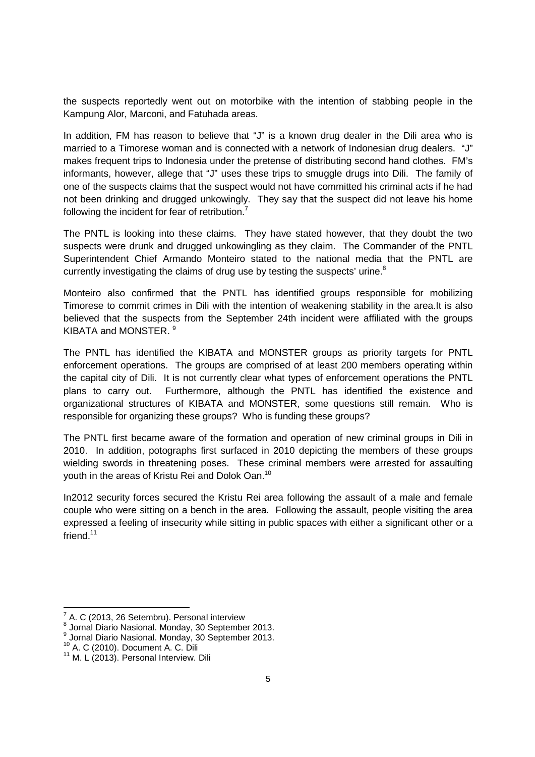the suspects reportedly went out on motorbike with the intention of stabbing people in the Kampung Alor, Marconi, and Fatuhada areas.

In addition, FM has reason to believe that "J" is a known drug dealer in the Dili area who is married to a Timorese woman and is connected with a network of Indonesian drug dealers. "J" makes frequent trips to Indonesia under the pretense of distributing second hand clothes. FM's informants, however, allege that "J" uses these trips to smuggle drugs into Dili. The family of one of the suspects claims that the suspect would not have committed his criminal acts if he had not been drinking and drugged unkowingly. They say that the suspect did not leave his home following the incident for fear of retribution.[7]

The PNTL is looking into these claims. They have stated however, that they doubt the two suspects were drunk and drugged unkowingling as they claim. The Commander of the PNTL Superintendent Chief Armando Monteiro stated to the national media that the PNTL are currently investigating the claims of drug use by testing the suspects' urine.[8]

Monteiro also confirmed that the PNTL has identified groups responsible for mobilizing Timorese to commit crimes in Dili with the intention of weakening stability in the area.It is also believed that the suspects from the September 24th incident were affiliated with the groups KIBATA and MONSTER. [9]

The PNTL has identified the KIBATA and MONSTER groups as priority targets for PNTL enforcement operations. The groups are comprised of at least 200 members operating within the capital city of Dili. It is not currently clear what types of enforcement operations the PNTL plans to carry out. Furthermore, although the PNTL has identified the existence and organizational structures of KIBATA and MONSTER, some questions still remain. Who is responsible for organizing these groups? Who is funding these groups?

The PNTL first became aware of the formation and operation of new criminal groups in Dili in 2010. In addition, potographs first surfaced in 2010 depicting the members of these groups wielding swords in threatening poses. These criminal members were arrested for assaulting youth in the areas of Kristu Rei and Dolok Oan.[10]

In2012 security forces secured the Kristu Rei area following the assault of a male and female couple who were sitting on a bench in the area. Following the assault, people visiting the area expressed a feeling of insecurity while sitting in public spaces with either a significant other or a friend.[11]

---

[7] A. C (2013, 26 Setembru). Personal interview

[8] Jornal Diario Nasional. Monday, 30 September 2013.

[9] Jornal Diario Nasional. Monday, 30 September 2013.

[10] A. C (2010). Document A. C. Dili

[11] M. L (2013). Personal Interview. Dili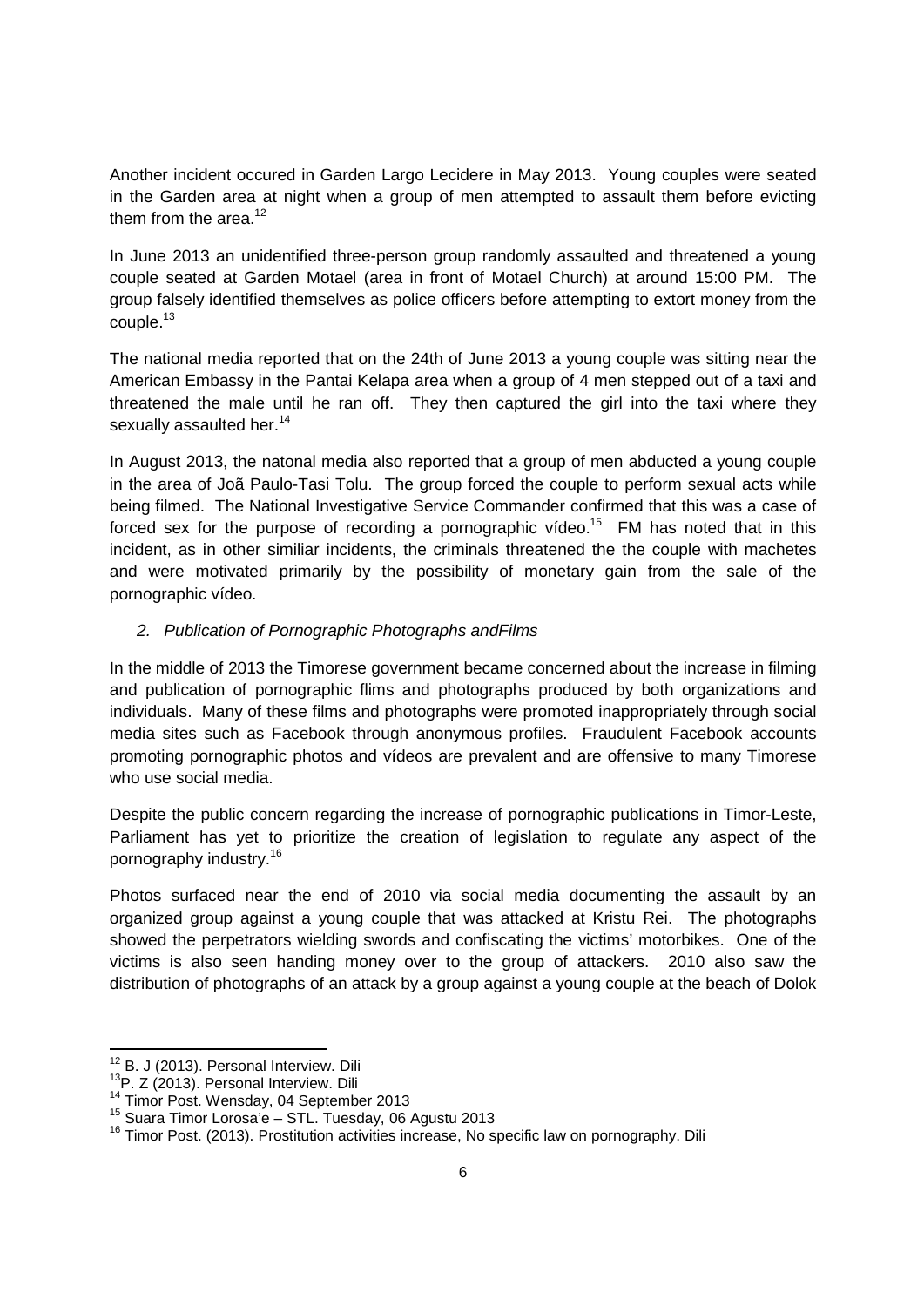Another incident occured in Garden Largo Lecidere in May 2013. Young couples were seated in the Garden area at night when a group of men attempted to assault them before evicting them from the area.[12]

In June 2013 an unidentified three-person group randomly assaulted and threatened a young couple seated at Garden Motael (area in front of Motael Church) at around 15:00 PM. The group falsely identified themselves as police officers before attempting to extort money from the couple.[13]

The national media reported that on the 24th of June 2013 a young couple was sitting near the American Embassy in the Pantai Kelapa area when a group of 4 men stepped out of a taxi and threatened the male until he ran off. They then captured the girl into the taxi where they sexually assaulted her.[14]

In August 2013, the natonal media also reported that a group of men abducted a young couple in the area of Joã Paulo-Tasi Tolu. The group forced the couple to perform sexual acts while being filmed. The National Investigative Service Commander confirmed that this was a case of forced sex for the purpose of recording a pornographic vídeo.[15] FM has noted that in this incident, as in other similiar incidents, the criminals threatened the the couple with machetes and were motivated primarily by the possibility of monetary gain from the sale of the pornographic vídeo.

2. *Publication of Pornographic Photographs andFilms*

In the middle of 2013 the Timorese government became concerned about the increase in filming and publication of pornographic flims and photographs produced by both organizations and individuals. Many of these films and photographs were promoted inappropriately through social media sites such as Facebook through anonymous profiles. Fraudulent Facebook accounts promoting pornographic photos and vídeos are prevalent and are offensive to many Timorese who use social media.

Despite the public concern regarding the increase of pornographic publications in Timor-Leste, Parliament has yet to prioritize the creation of legislation to regulate any aspect of the pornography industry.[16]

Photos surfaced near the end of 2010 via social media documenting the assault by an organized group against a young couple that was attacked at Kristu Rei. The photographs showed the perpetrators wielding swords and confiscating the victims' motorbikes. One of the victims is also seen handing money over to the group of attackers. 2010 also saw the distribution of photographs of an attack by a group against a young couple at the beach of Dolok

---

[12] B. J (2013). Personal Interview. Dili

[13] P. Z (2013). Personal Interview. Dili

[14] Timor Post. Wensday, 04 September 2013

[15] Suara Timor Lorosa'e – STL. Tuesday, 06 Agustu 2013

[16] Timor Post. (2013). Prostitution activities increase, No specific law on pornography. Dili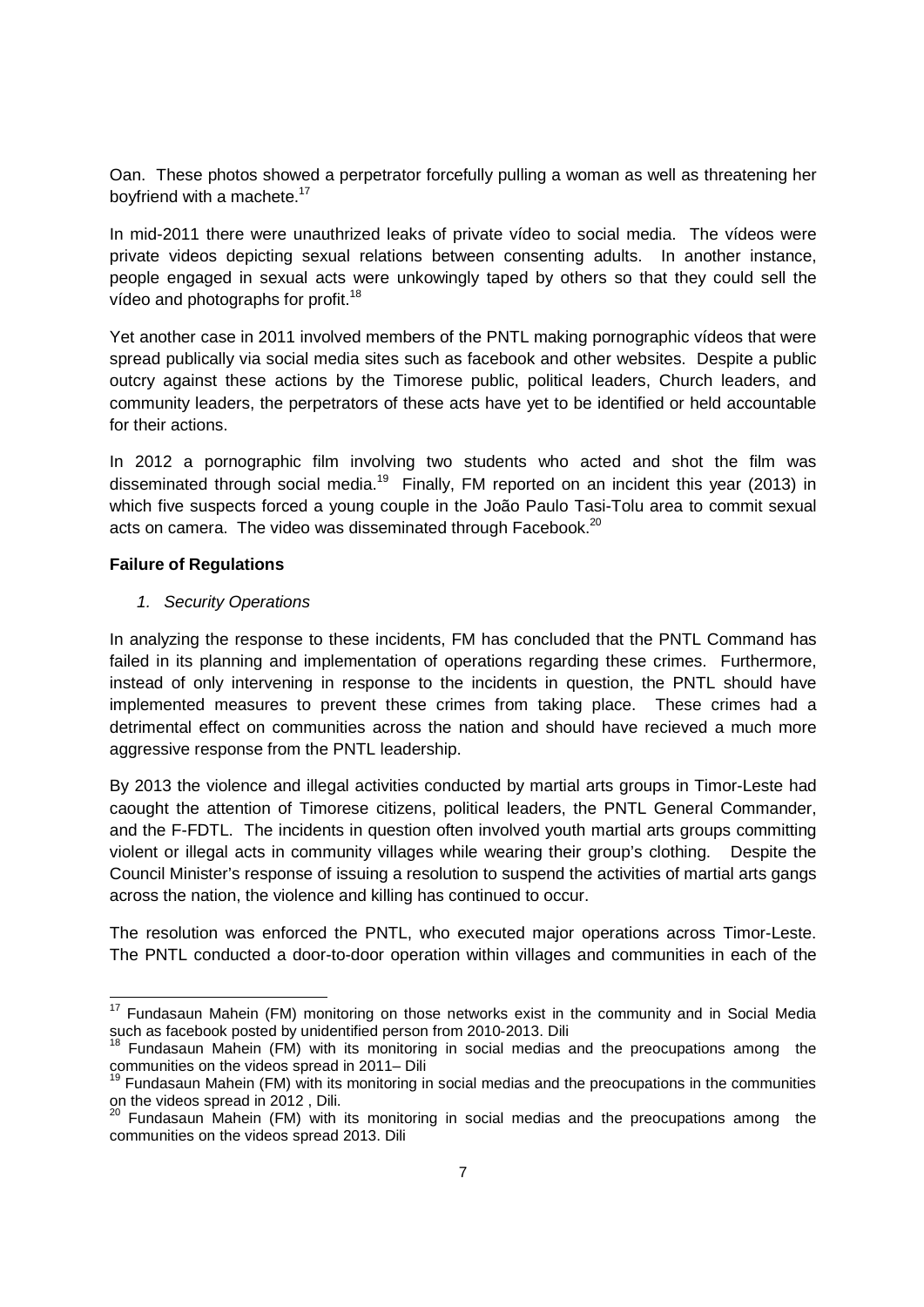Oan. These photos showed a perpetrator forcefully pulling a woman as well as threatening her boyfriend with a machete.[17]

In mid-2011 there were unauthrized leaks of private vídeo to social media. The vídeos were private videos depicting sexual relations between consenting adults. In another instance, people engaged in sexual acts were unkowingly taped by others so that they could sell the vídeo and photographs for profit.[18]

Yet another case in 2011 involved members of the PNTL making pornographic vídeos that were spread publically via social media sites such as facebook and other websites. Despite a public outcry against these actions by the Timorese public, political leaders, Church leaders, and community leaders, the perpetrators of these acts have yet to be identified or held accountable for their actions.

In 2012 a pornographic film involving two students who acted and shot the film was disseminated through social media.[19] Finally, FM reported on an incident this year (2013) in which five suspects forced a young couple in the João Paulo Tasi-Tolu area to commit sexual acts on camera. The video was disseminated through Facebook.[20]

**Failure of Regulations**

1. *Security Operations*

In analyzing the response to these incidents, FM has concluded that the PNTL Command has failed in its planning and implementation of operations regarding these crimes. Furthermore, instead of only intervening in response to the incidents in question, the PNTL should have implemented measures to prevent these crimes from taking place. These crimes had a detrimental effect on communities across the nation and should have recieved a much more aggressive response from the PNTL leadership.

By 2013 the violence and illegal activities conducted by martial arts groups in Timor-Leste had caought the attention of Timorese citizens, political leaders, the PNTL General Commander, and the F-FDTL. The incidents in question often involved youth martial arts groups committing violent or illegal acts in community villages while wearing their group's clothing. Despite the Council Minister's response of issuing a resolution to suspend the activities of martial arts gangs across the nation, the violence and killing has continued to occur.

The resolution was enforced the PNTL, who executed major operations across Timor-Leste. The PNTL conducted a door-to-door operation within villages and communities in each of the

---

[17] Fundasaun Mahein (FM) monitoring on those networks exist in the community and in Social Media such as facebook posted by unidentified person from 2010-2013. Dili

[18] Fundasaun Mahein (FM) with its monitoring in social medias and the preocupations among the communities on the videos spread in 2011– Dili

[19] Fundasaun Mahein (FM) with its monitoring in social medias and the preocupations in the communities on the videos spread in 2012 , Dili.

[20] Fundasaun Mahein (FM) with its monitoring in social medias and the preocupations among the communities on the videos spread 2013. Dili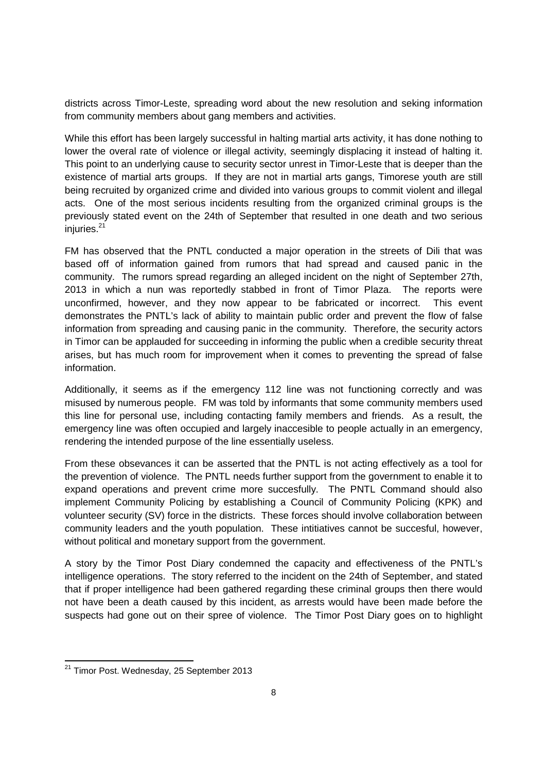districts across Timor-Leste, spreading word about the new resolution and seking information from community members about gang members and activities.

While this effort has been largely successful in halting martial arts activity, it has done nothing to lower the overal rate of violence or illegal activity, seemingly displacing it instead of halting it. This point to an underlying cause to security sector unrest in Timor-Leste that is deeper than the existence of martial arts groups. If they are not in martial arts gangs, Timorese youth are still being recruited by organized crime and divided into various groups to commit violent and illegal acts. One of the most serious incidents resulting from the organized criminal groups is the previously stated event on the 24th of September that resulted in one death and two serious injuries.[21]

FM has observed that the PNTL conducted a major operation in the streets of Dili that was based off of information gained from rumors that had spread and caused panic in the community. The rumors spread regarding an alleged incident on the night of September 27th, 2013 in which a nun was reportedly stabbed in front of Timor Plaza. The reports were unconfirmed, however, and they now appear to be fabricated or incorrect. This event demonstrates the PNTL's lack of ability to maintain public order and prevent the flow of false information from spreading and causing panic in the community. Therefore, the security actors in Timor can be applauded for succeeding in informing the public when a credible security threat arises, but has much room for improvement when it comes to preventing the spread of false information.

Additionally, it seems as if the emergency 112 line was not functioning correctly and was misused by numerous people. FM was told by informants that some community members used this line for personal use, including contacting family members and friends. As a result, the emergency line was often occupied and largely inaccesible to people actually in an emergency, rendering the intended purpose of the line essentially useless.

From these obsevances it can be asserted that the PNTL is not acting effectively as a tool for the prevention of violence. The PNTL needs further support from the government to enable it to expand operations and prevent crime more succesfully. The PNTL Command should also implement Community Policing by establishing a Council of Community Policing (KPK) and volunteer security (SV) force in the districts. These forces should involve collaboration between community leaders and the youth population. These intitiatives cannot be succesful, however, without political and monetary support from the government.

A story by the Timor Post Diary condemned the capacity and effectiveness of the PNTL's intelligence operations. The story referred to the incident on the 24th of September, and stated that if proper intelligence had been gathered regarding these criminal groups then there would not have been a death caused by this incident, as arrests would have been made before the suspects had gone out on their spree of violence. The Timor Post Diary goes on to highlight

---

[21] Timor Post. Wednesday, 25 September 2013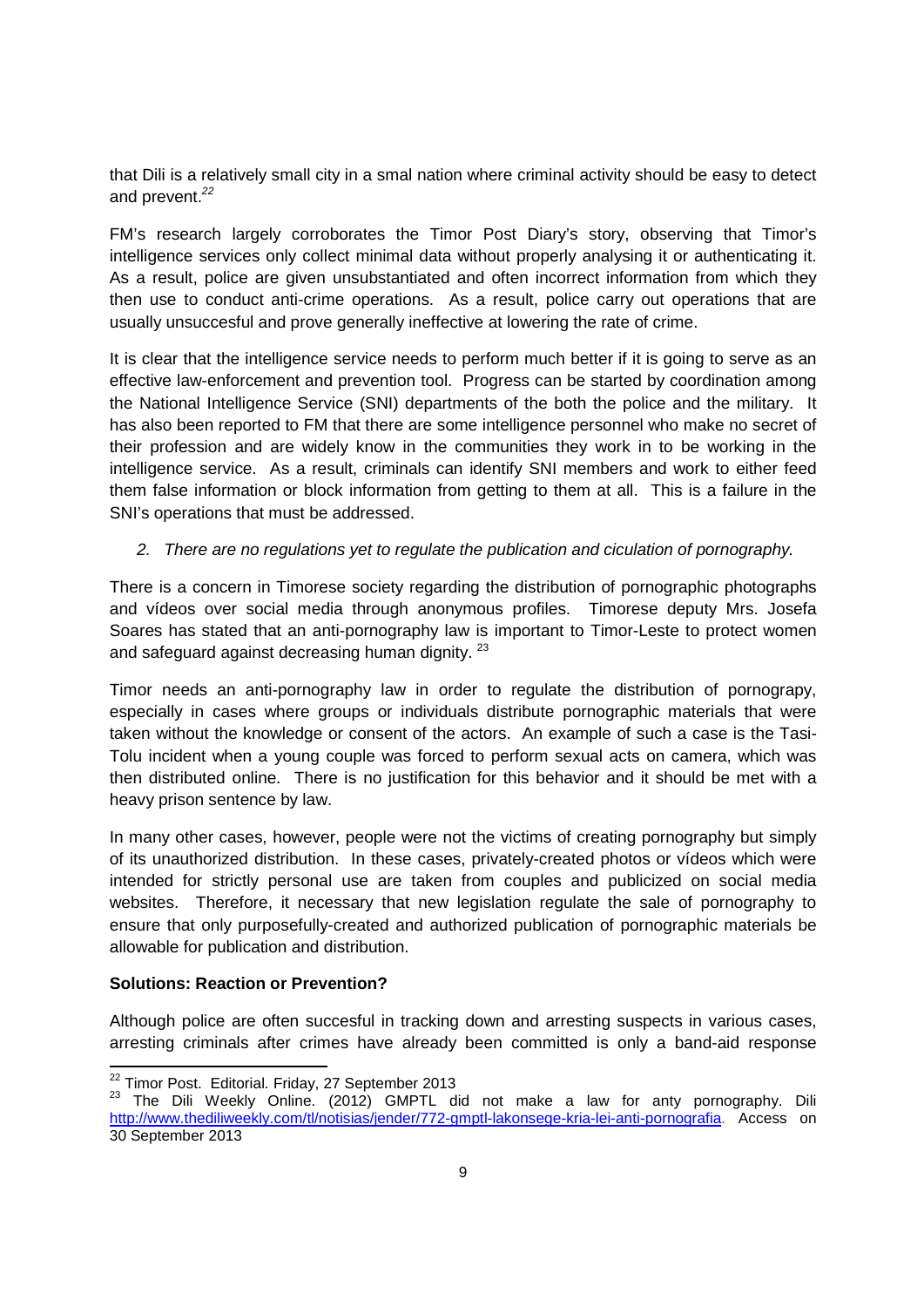that Dili is a relatively small city in a smal nation where criminal activity should be easy to detect and prevent.[22]

FM's research largely corroborates the Timor Post Diary's story, observing that Timor's intelligence services only collect minimal data without properly analysing it or authenticating it. As a result, police are given unsubstantiated and often incorrect information from which they then use to conduct anti-crime operations. As a result, police carry out operations that are usually unsuccesful and prove generally ineffective at lowering the rate of crime.

It is clear that the intelligence service needs to perform much better if it is going to serve as an effective law-enforcement and prevention tool. Progress can be started by coordination among the National Intelligence Service (SNI) departments of the both the police and the military. It has also been reported to FM that there are some intelligence personnel who make no secret of their profession and are widely know in the communities they work in to be working in the intelligence service. As a result, criminals can identify SNI members and work to either feed them false information or block information from getting to them at all. This is a failure in the SNI's operations that must be addressed.

2. *There are no regulations yet to regulate the publication and ciculation of pornography.*

There is a concern in Timorese society regarding the distribution of pornographic photographs and vídeos over social media through anonymous profiles. Timorese deputy Mrs. Josefa Soares has stated that an anti-pornography law is important to Timor-Leste to protect women and safeguard against decreasing human dignity.[23]

Timor needs an anti-pornography law in order to regulate the distribution of pornograpy, especially in cases where groups or individuals distribute pornographic materials that were taken without the knowledge or consent of the actors. An example of such a case is the Tasi-Tolu incident when a young couple was forced to perform sexual acts on camera, which was then distributed online. There is no justification for this behavior and it should be met with a heavy prison sentence by law.

In many other cases, however, people were not the victims of creating pornography but simply of its unauthorized distribution. In these cases, privately-created photos or vídeos which were intended for strictly personal use are taken from couples and publicized on social media websites. Therefore, it necessary that new legislation regulate the sale of pornography to ensure that only purposefully-created and authorized publication of pornographic materials be allowable for publication and distribution.

**Solutions: Reaction or Prevention?**

Although police are often succesful in tracking down and arresting suspects in various cases, arresting criminals after crimes have already been committed is only a band-aid response

---

[22] Timor Post. Editorial. Friday, 27 September 2013

[23] The Dili Weekly Online. (2012) GMPTL did not make a law for anty pornography. Dili http://www.thediliweekly.com/tl/notisias/jender/772-gmptl-lakonsege-kria-lei-anti-pornografia. Access on 30 September 2013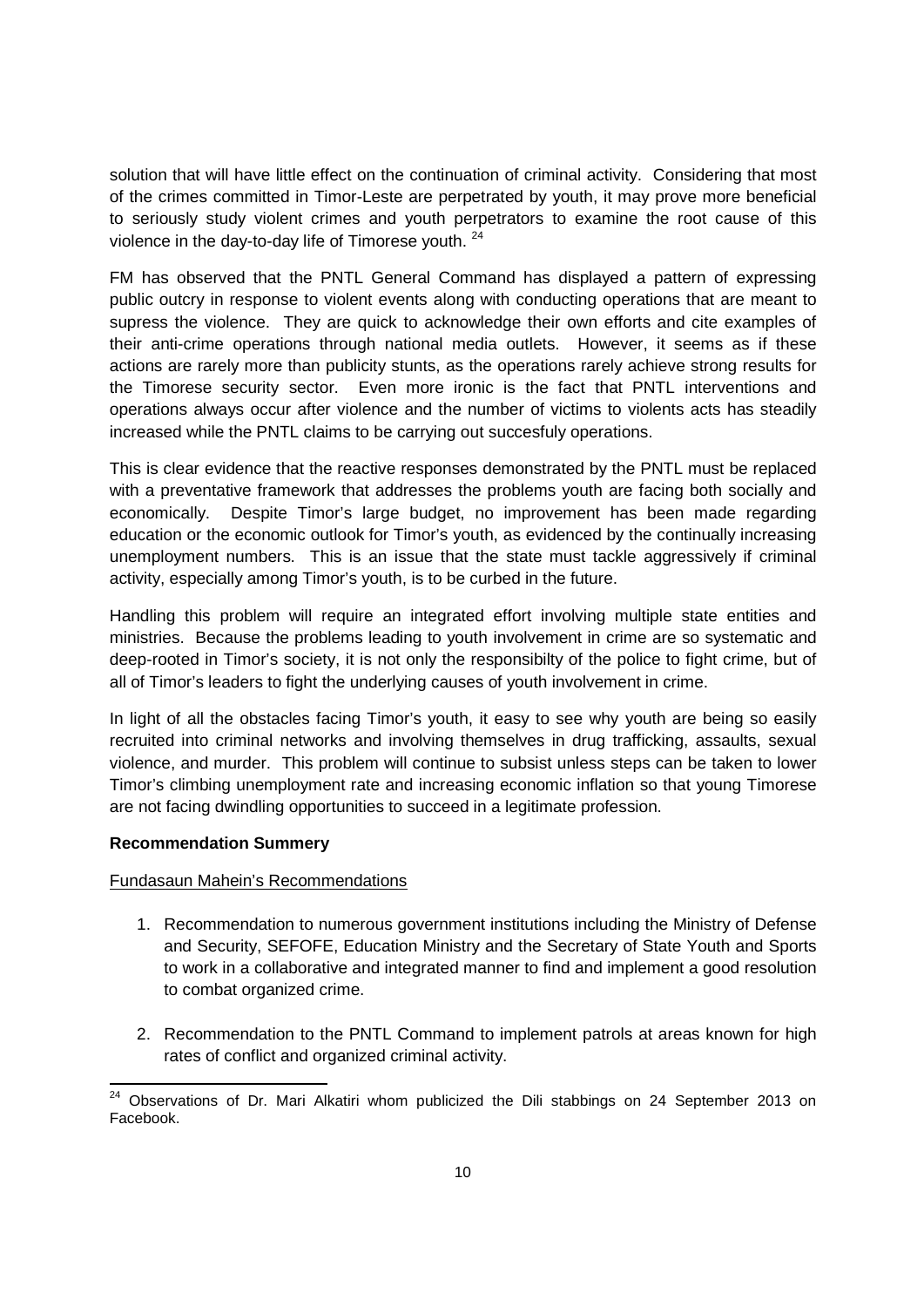solution that will have little effect on the continuation of criminal activity. Considering that most of the crimes committed in Timor-Leste are perpetrated by youth, it may prove more beneficial to seriously study violent crimes and youth perpetrators to examine the root cause of this violence in the day-to-day life of Timorese youth. [24]

FM has observed that the PNTL General Command has displayed a pattern of expressing public outcry in response to violent events along with conducting operations that are meant to supress the violence. They are quick to acknowledge their own efforts and cite examples of their anti-crime operations through national media outlets. However, it seems as if these actions are rarely more than publicity stunts, as the operations rarely achieve strong results for the Timorese security sector. Even more ironic is the fact that PNTL interventions and operations always occur after violence and the number of victims to violents acts has steadily increased while the PNTL claims to be carrying out succesfuly operations.

This is clear evidence that the reactive responses demonstrated by the PNTL must be replaced with a preventative framework that addresses the problems youth are facing both socially and economically. Despite Timor's large budget, no improvement has been made regarding education or the economic outlook for Timor's youth, as evidenced by the continually increasing unemployment numbers. This is an issue that the state must tackle aggressively if criminal activity, especially among Timor's youth, is to be curbed in the future.

Handling this problem will require an integrated effort involving multiple state entities and ministries. Because the problems leading to youth involvement in crime are so systematic and deep-rooted in Timor's society, it is not only the responsibilty of the police to fight crime, but of all of Timor's leaders to fight the underlying causes of youth involvement in crime.

In light of all the obstacles facing Timor's youth, it easy to see why youth are being so easily recruited into criminal networks and involving themselves in drug trafficking, assaults, sexual violence, and murder. This problem will continue to subsist unless steps can be taken to lower Timor's climbing unemployment rate and increasing economic inflation so that young Timorese are not facing dwindling opportunities to succeed in a legitimate profession.

**Recommendation Summery**

Fundasaun Mahein's Recommendations

1. Recommendation to numerous government institutions including the Ministry of Defense and Security, SEFOFE, Education Ministry and the Secretary of State Youth and Sports to work in a collaborative and integrated manner to find and implement a good resolution to combat organized crime.

2. Recommendation to the PNTL Command to implement patrols at areas known for high rates of conflict and organized criminal activity.

[24] Observations of Dr. Mari Alkatiri whom publicized the Dili stabbings on 24 September 2013 on Facebook.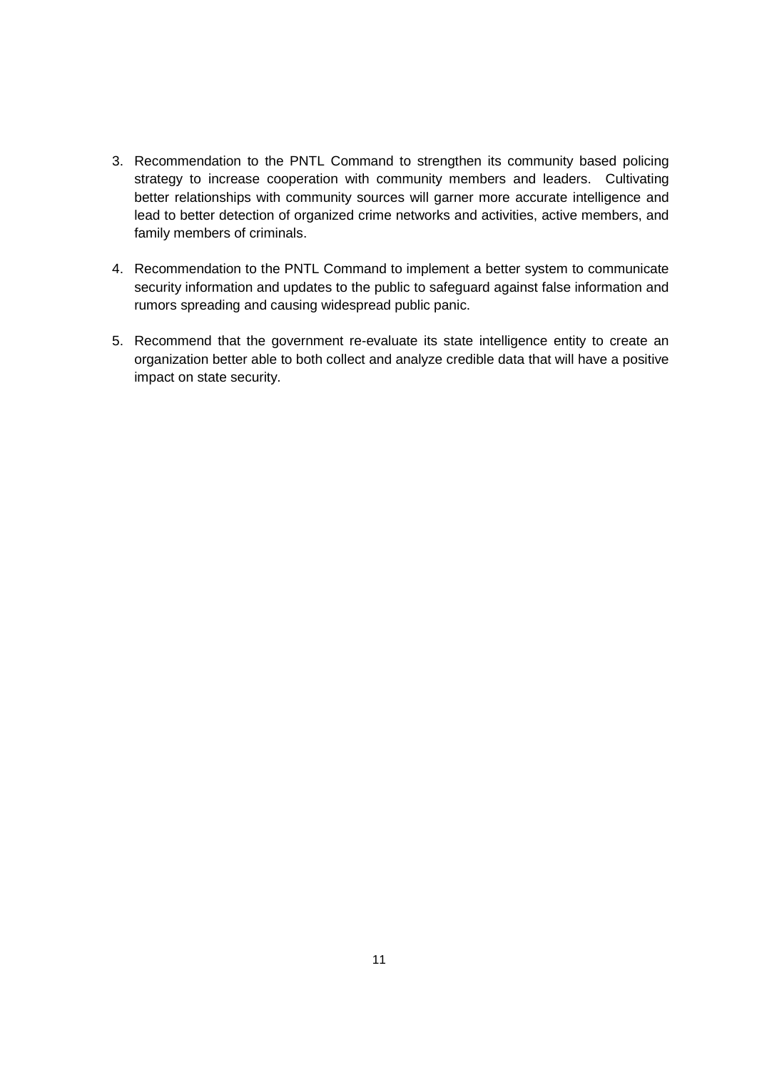3. Recommendation to the PNTL Command to strengthen its community based policing strategy to increase cooperation with community members and leaders. Cultivating better relationships with community sources will garner more accurate intelligence and lead to better detection of organized crime networks and activities, active members, and family members of criminals.

4. Recommendation to the PNTL Command to implement a better system to communicate security information and updates to the public to safeguard against false information and rumors spreading and causing widespread public panic.

5. Recommend that the government re-evaluate its state intelligence entity to create an organization better able to both collect and analyze credible data that will have a positive impact on state security.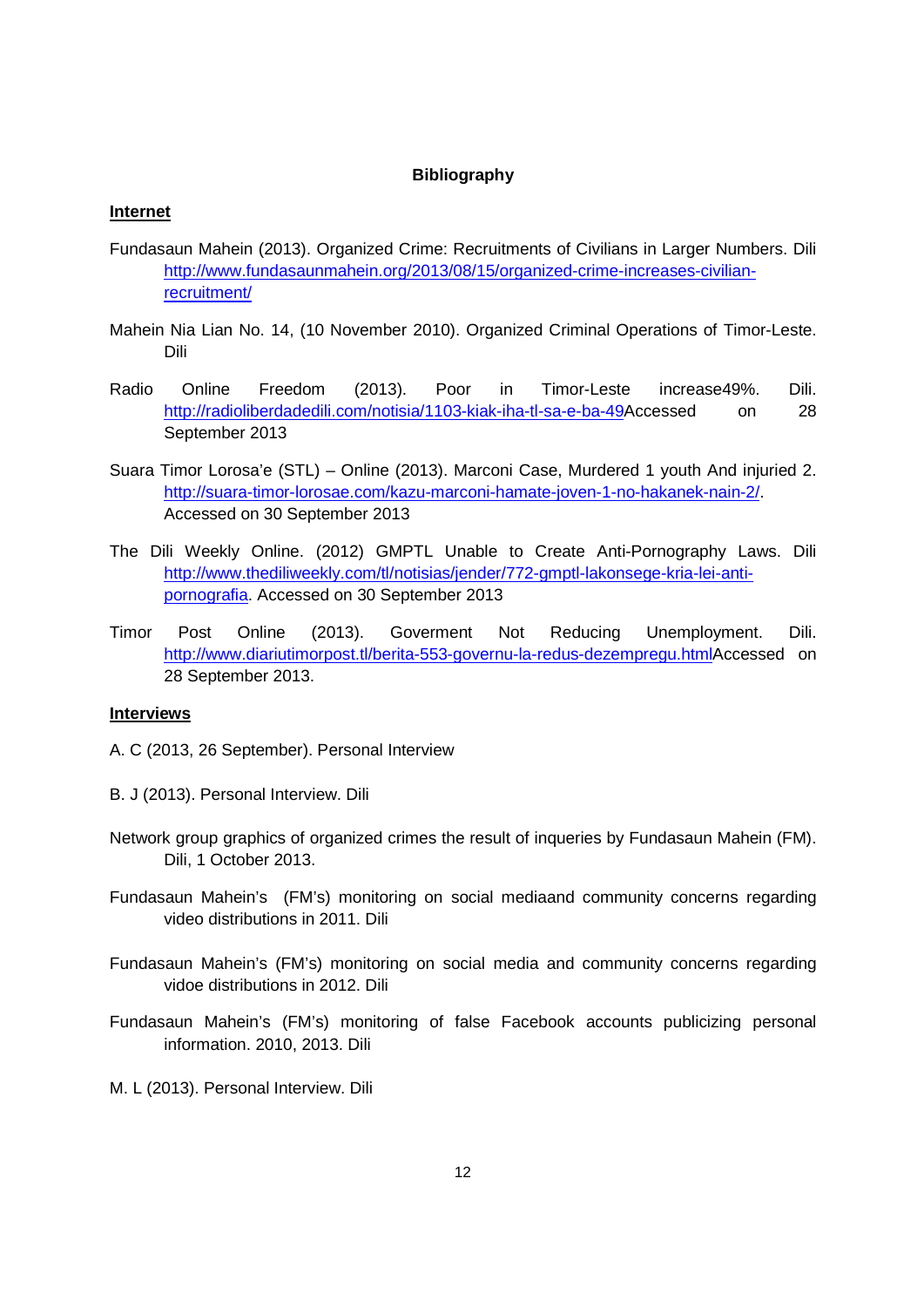**Bibliography**

**Internet**

Fundasaun Mahein (2013). Organized Crime: Recruitments of Civilians in Larger Numbers. Dili http://www.fundasaunmahein.org/2013/08/15/organized-crime-increases-civilian-recruitment/

Mahein Nia Lian No. 14, (10 November 2010). Organized Criminal Operations of Timor-Leste. Dili

Radio Online Freedom (2013). Poor in Timor-Leste increase49%. Dili. http://radioliberdadedili.com/notisia/1103-kiak-iha-tl-sa-e-ba-49Accessed on 28 September 2013

Suara Timor Lorosa'e (STL) – Online (2013). Marconi Case, Murdered 1 youth And injuried 2. http://suara-timor-lorosae.com/kazu-marconi-hamate-joven-1-no-hakanek-nain-2/. Accessed on 30 September 2013

The Dili Weekly Online. (2012) GMPTL Unable to Create Anti-Pornography Laws. Dili http://www.thediliweekly.com/tl/notisias/jender/772-gmptl-lakonsege-kria-lei-anti-pornografia. Accessed on 30 September 2013

Timor Post Online (2013). Goverment Not Reducing Unemployment. Dili. http://www.diariutimorpost.tl/berita-553-governu-la-redus-dezempregu.htmlAccessed on 28 September 2013.

**Interviews**

A. C (2013, 26 September). Personal Interview

B. J (2013). Personal Interview. Dili

Network group graphics of organized crimes the result of inqueries by Fundasaun Mahein (FM). Dili, 1 October 2013.

Fundasaun Mahein's (FM's) monitoring on social mediaand community concerns regarding video distributions in 2011. Dili

Fundasaun Mahein's (FM's) monitoring on social media and community concerns regarding vidoe distributions in 2012. Dili

Fundasaun Mahein's (FM's) monitoring of false Facebook accounts publicizing personal information. 2010, 2013. Dili

M. L (2013). Personal Interview. Dili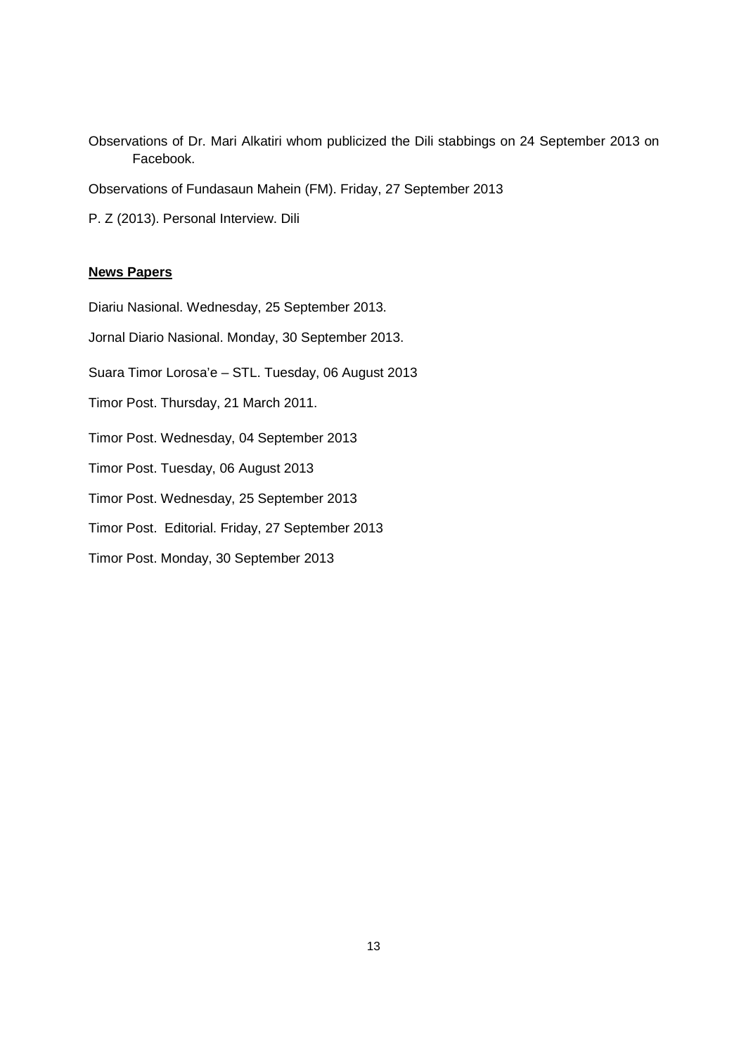Observations of Dr. Mari Alkatiri whom publicized the Dili stabbings on 24 September 2013 on Facebook.

Observations of Fundasaun Mahein (FM). Friday, 27 September 2013

P. Z (2013). Personal Interview. Dili

**News Papers**

Diariu Nasional. Wednesday, 25 September 2013.

Jornal Diario Nasional. Monday, 30 September 2013.

Suara Timor Lorosa'e – STL. Tuesday, 06 August 2013

Timor Post. Thursday, 21 March 2011.

Timor Post. Wednesday, 04 September 2013

Timor Post. Tuesday, 06 August 2013

Timor Post. Wednesday, 25 September 2013

Timor Post. Editorial. Friday, 27 September 2013

Timor Post. Monday, 30 September 2013